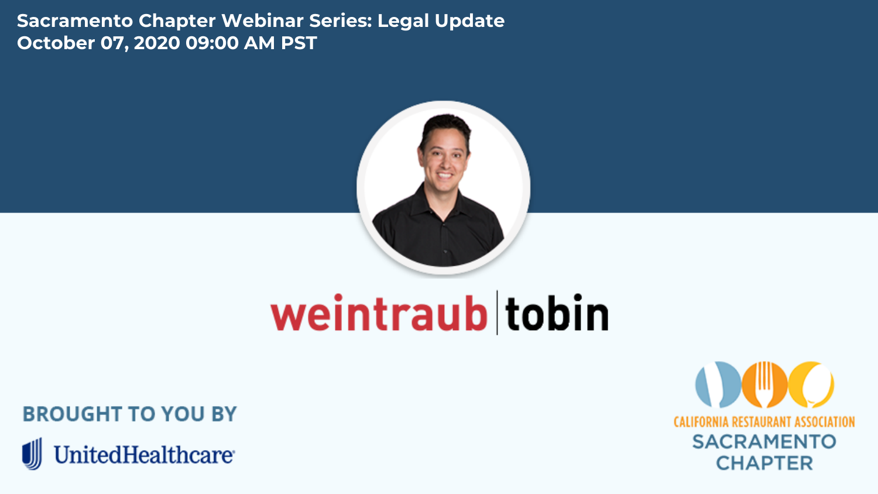# Sacramento Chapter Webinar Series: Legal Update

October 07, 2020 09:00 AM PST

weintraub | tobin

BROUGHT TO YOU BY

UnitedHealthcare

CALIFORNIA RESTAURANT ASSOCIATION
SACRAMENTO CHAPTER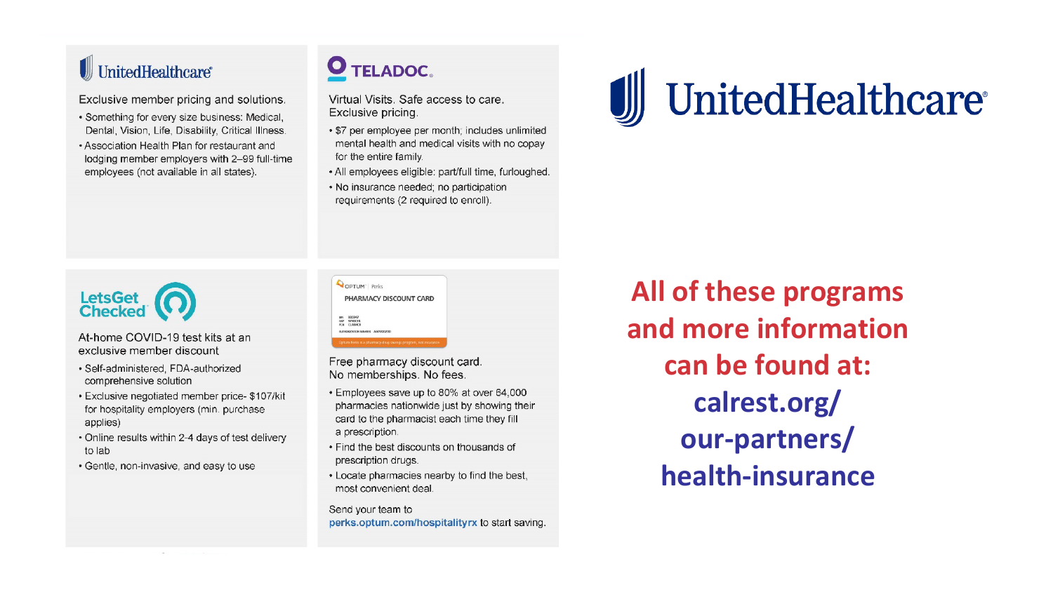## UnitedHealthcare

Exclusive member pricing and solutions.

- Something for every size business: Medical, Dental, Vision, Life, Disability, Critical Illness.
- Association Health Plan for restaurant and lodging member employers with 2–99 full-time employees (not available in all states).

## TELADOC.

Virtual Visits. Safe access to care. Exclusive pricing.

- $7 per employee per month; includes unlimited mental health and medical visits with no copay for the entire family.
- All employees eligible: part/full time, furloughed.
- No insurance needed; no participation requirements (2 required to enroll).

## LetsGetChecked

At-home COVID-19 test kits at an exclusive member discount

- Self-administered, FDA-authorized comprehensive solution
- Exclusive negotiated member price- $107/kit for hospitality employers (min. purchase applies)
- Online results within 2-4 days of test delivery to lab
- Gentle, non-invasive, and easy to use

## OPTUM Perks – PHARMACY DISCOUNT CARD

Free pharmacy discount card. No memberships. No fees.

- Employees save up to 80% at over 64,000 pharmacies nationwide just by showing their card to the pharmacist each time they fill a prescription.
- Find the best discounts on thousands of prescription drugs.
- Locate pharmacies nearby to find the best, most convenient deal.

Send your team to perks.optum.com/hospitalityrx to start saving.

# UnitedHealthcare

**All of these programs and more information can be found at: calrest.org/our-partners/health-insurance**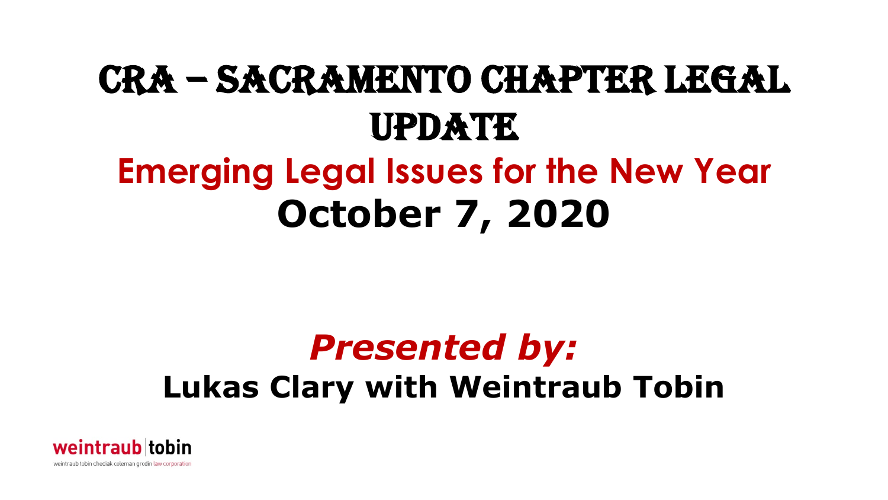# CRA – Sacramento Chapter Legal Update

## Emerging Legal Issues for the New Year

## October 7, 2020

***Presented by:***

**Lukas Clary with Weintraub Tobin**

weintraub tobin

weintraub tobin chediak coleman grodin law corporation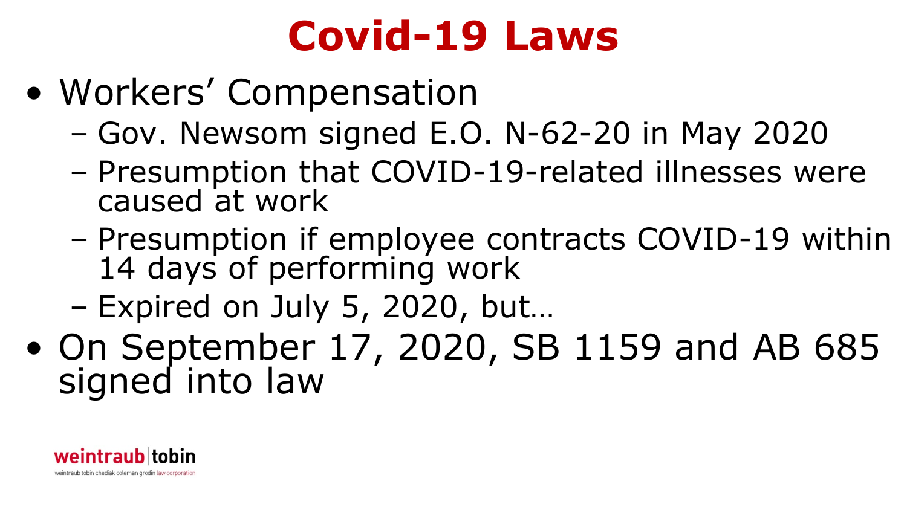# Covid-19 Laws

- Workers' Compensation
  - Gov. Newsom signed E.O. N-62-20 in May 2020
  - Presumption that COVID-19-related illnesses were caused at work
  - Presumption if employee contracts COVID-19 within 14 days of performing work
  - Expired on July 5, 2020, but…
- On September 17, 2020, SB 1159 and AB 685 signed into law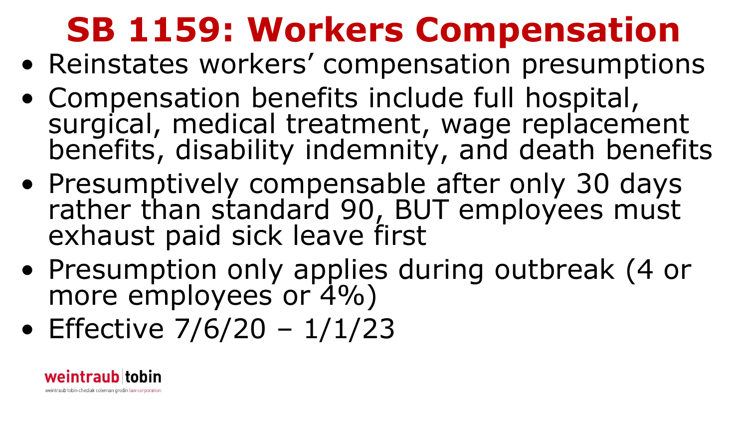# SB 1159: Workers Compensation

- Reinstates workers' compensation presumptions
- Compensation benefits include full hospital, surgical, medical treatment, wage replacement benefits, disability indemnity, and death benefits
- Presumptively compensable after only 30 days rather than standard 90, BUT employees must exhaust paid sick leave first
- Presumption only applies during outbreak (4 or more employees or 4%)
- Effective 7/6/20 – 1/1/23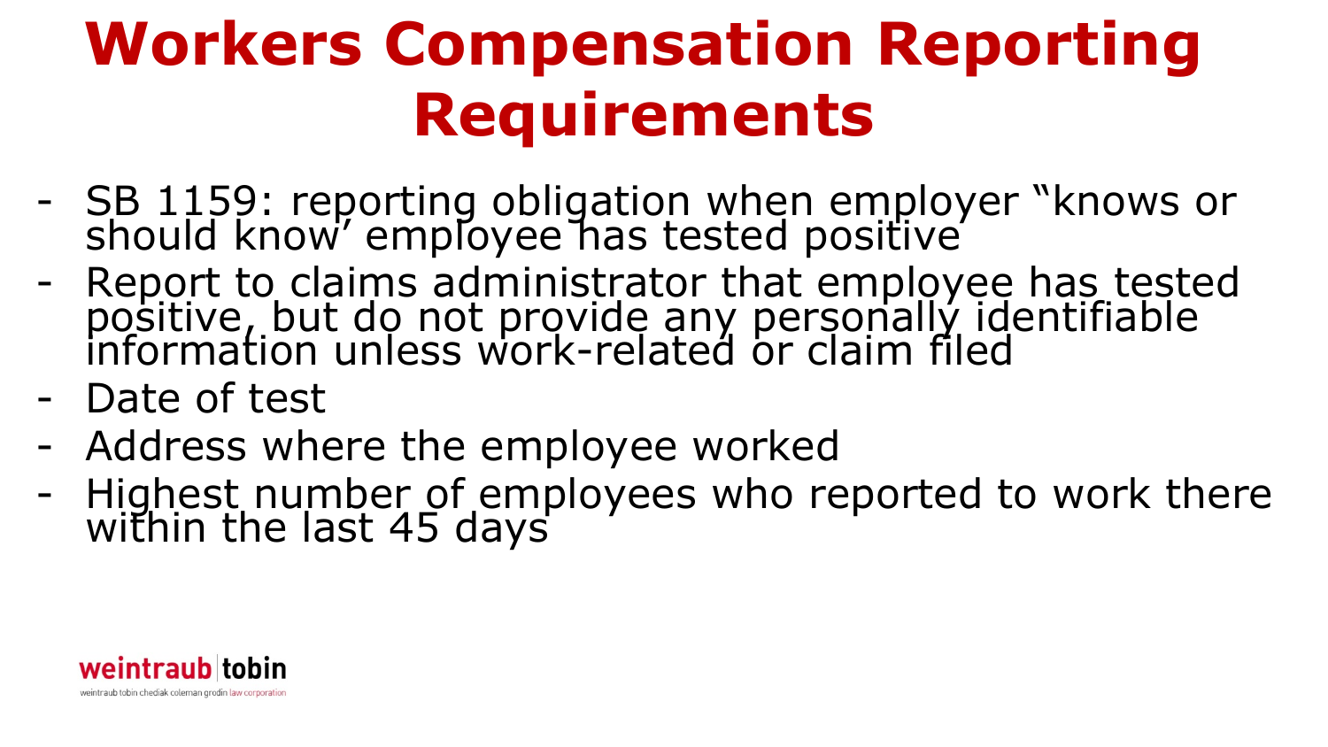# Workers Compensation Reporting Requirements

- SB 1159: reporting obligation when employer "knows or should know' employee has tested positive
- Report to claims administrator that employee has tested positive, but do not provide any personally identifiable information unless work-related or claim filed
- Date of test
- Address where the employee worked
- Highest number of employees who reported to work there within the last 45 days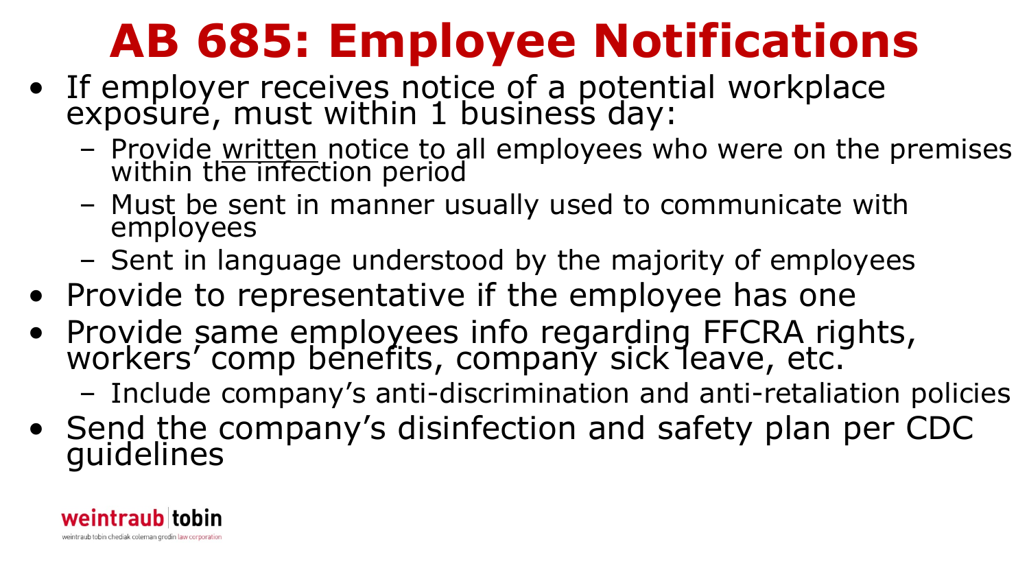# AB 685: Employee Notifications

- If employer receives notice of a potential workplace exposure, must within 1 business day:
  - Provide <u>written</u> notice to all employees who were on the premises within the infection period
  - Must be sent in manner usually used to communicate with employees
  - Sent in language understood by the majority of employees
- Provide to representative if the employee has one
- Provide same employees info regarding FFCRA rights, workers' comp benefits, company sick leave, etc.
  - Include company's anti-discrimination and anti-retaliation policies
- Send the company's disinfection and safety plan per CDC guidelines

weintraub tobin

weintraub tobin chediak coleman grodin law corporation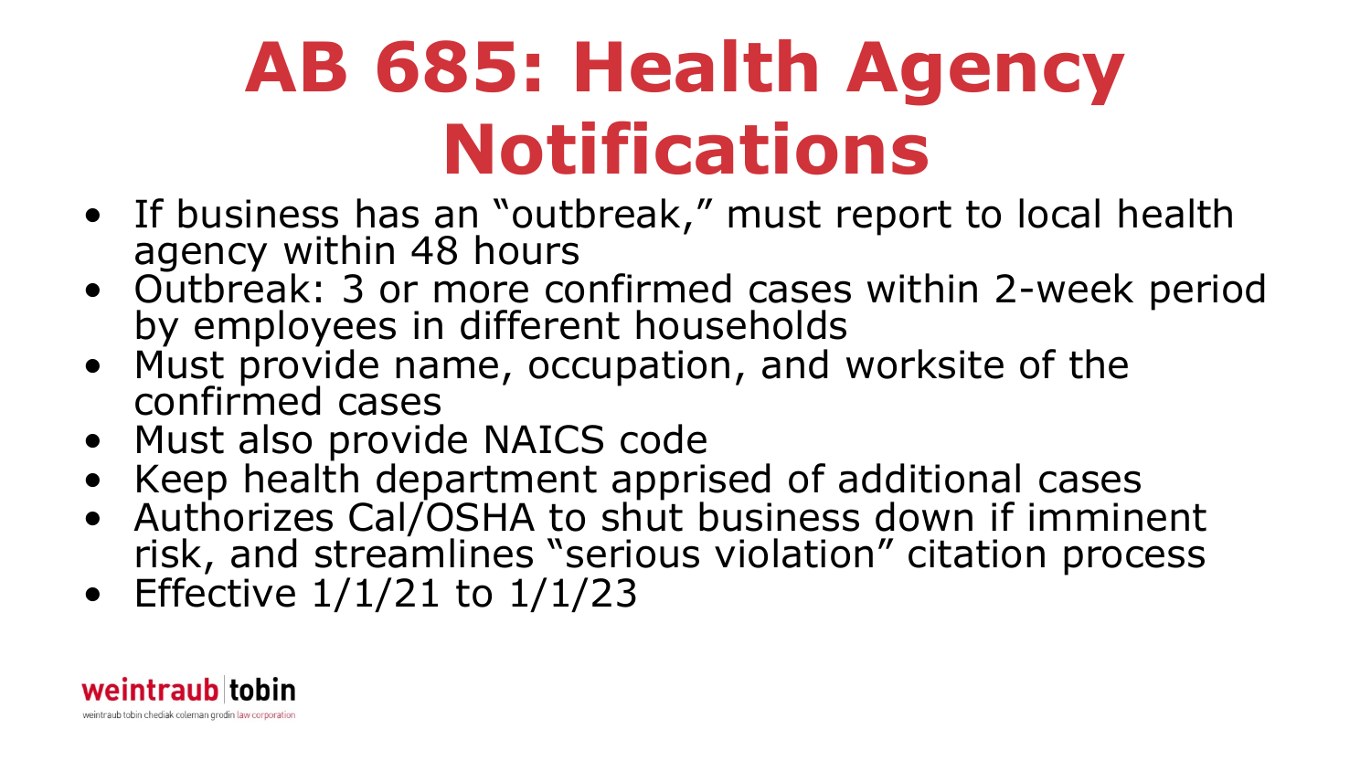# AB 685: Health Agency Notifications

- If business has an "outbreak," must report to local health agency within 48 hours
- Outbreak: 3 or more confirmed cases within 2-week period by employees in different households
- Must provide name, occupation, and worksite of the confirmed cases
- Must also provide NAICS code
- Keep health department apprised of additional cases
- Authorizes Cal/OSHA to shut business down if imminent risk, and streamlines "serious violation" citation process
- Effective 1/1/21 to 1/1/23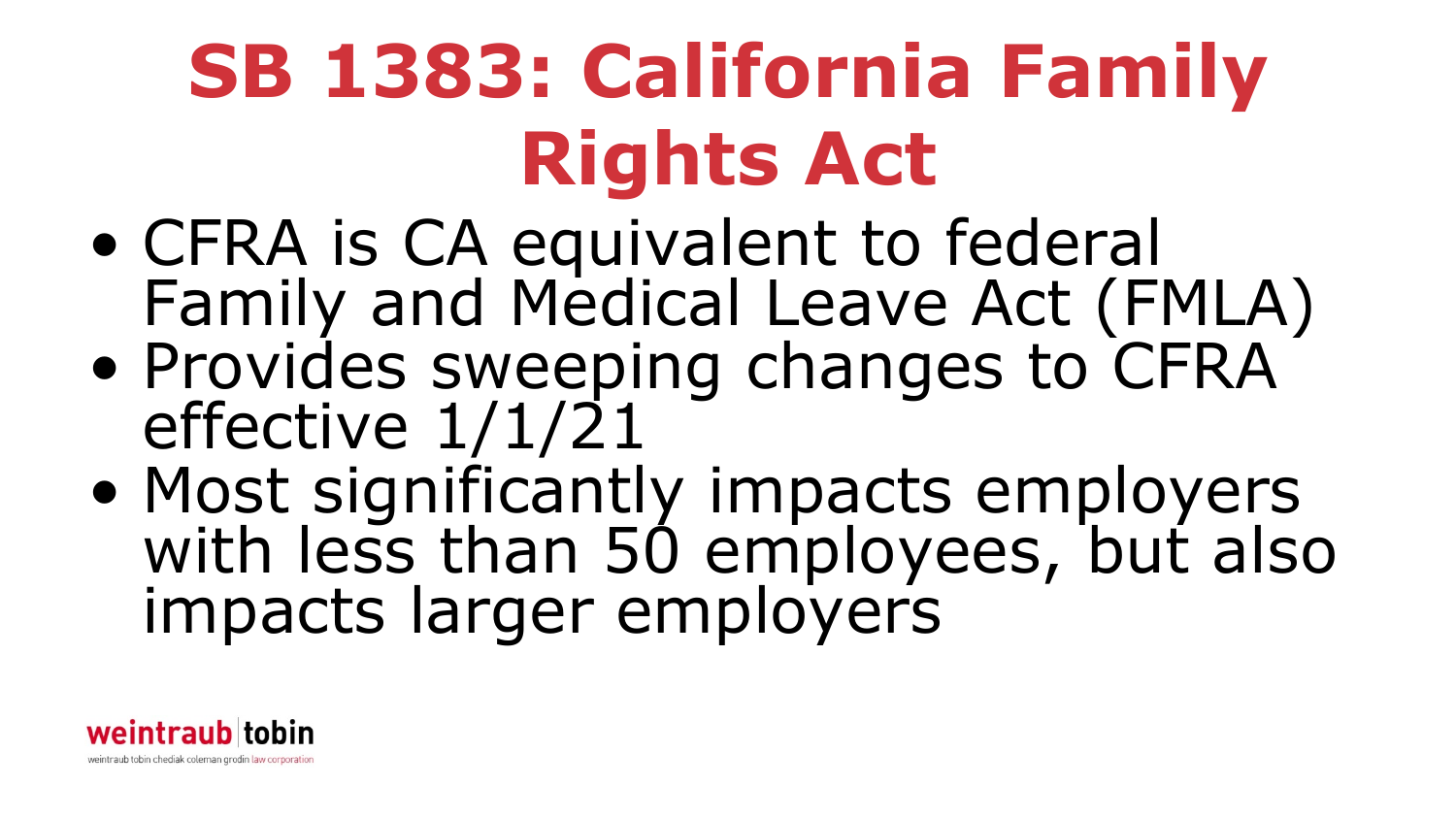# SB 1383: California Family Rights Act

- CFRA is CA equivalent to federal Family and Medical Leave Act (FMLA)
- Provides sweeping changes to CFRA effective 1/1/21
- Most significantly impacts employers with less than 50 employees, but also impacts larger employers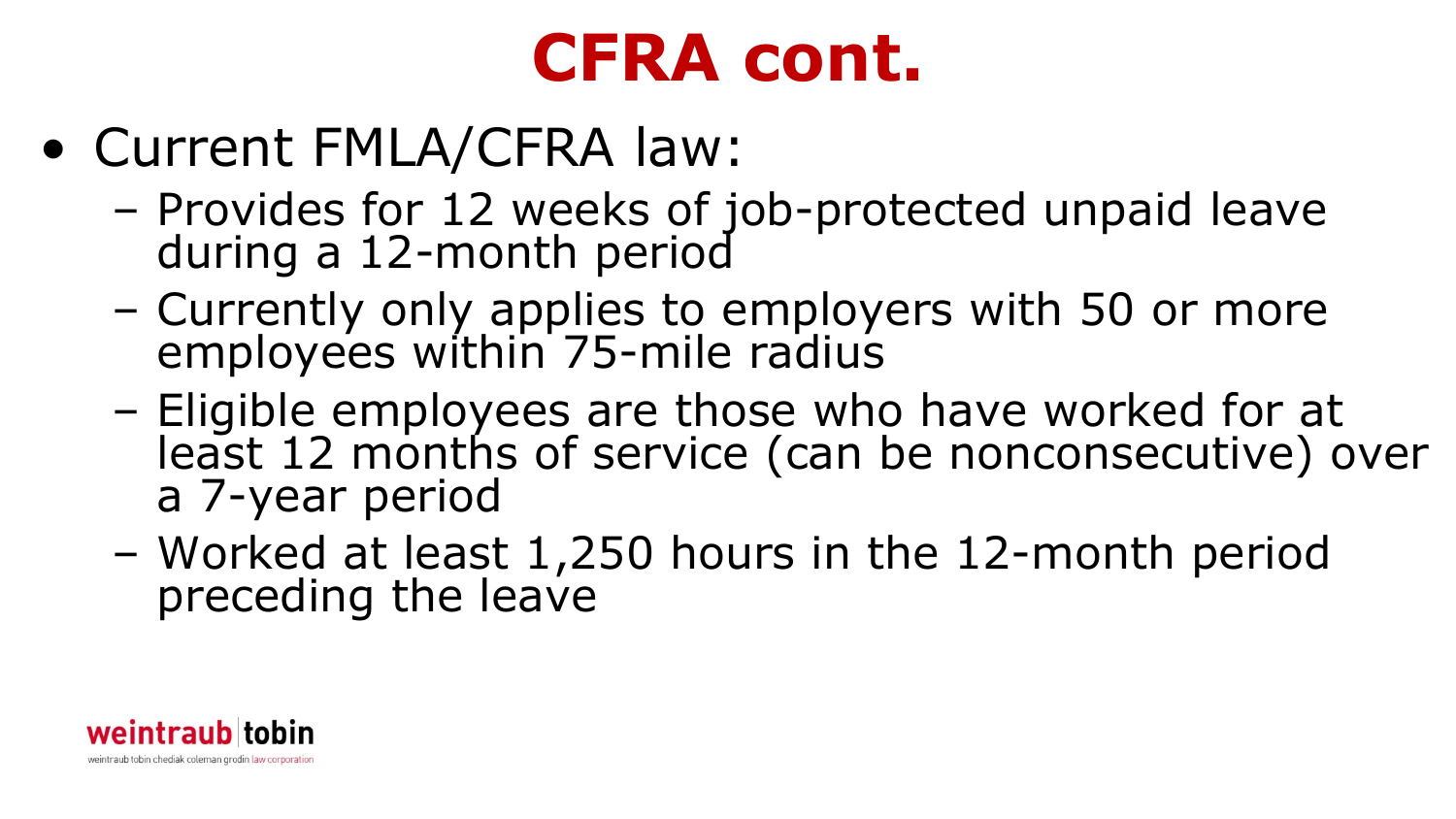# CFRA cont.

- Current FMLA/CFRA law:
  - Provides for 12 weeks of job-protected unpaid leave during a 12-month period
  - Currently only applies to employers with 50 or more employees within 75-mile radius
  - Eligible employees are those who have worked for at least 12 months of service (can be nonconsecutive) over a 7-year period
  - Worked at least 1,250 hours in the 12-month period preceding the leave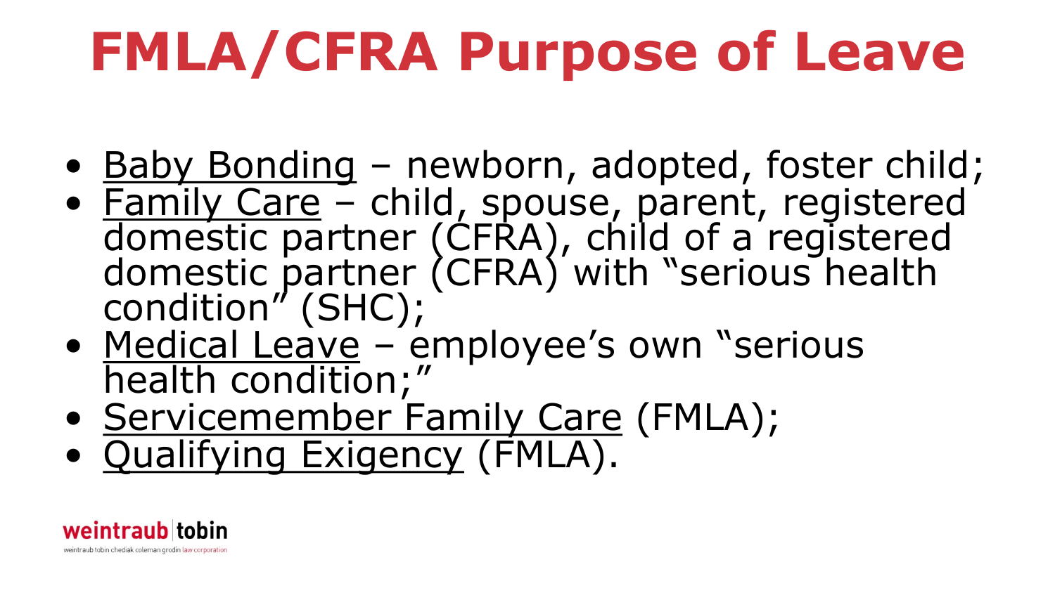# FMLA/CFRA Purpose of Leave

- Baby Bonding – newborn, adopted, foster child;
- Family Care – child, spouse, parent, registered domestic partner (CFRA), child of a registered domestic partner (CFRA) with "serious health condition" (SHC);
- Medical Leave – employee's own "serious health condition;"
- Servicemember Family Care (FMLA);
- Qualifying Exigency (FMLA).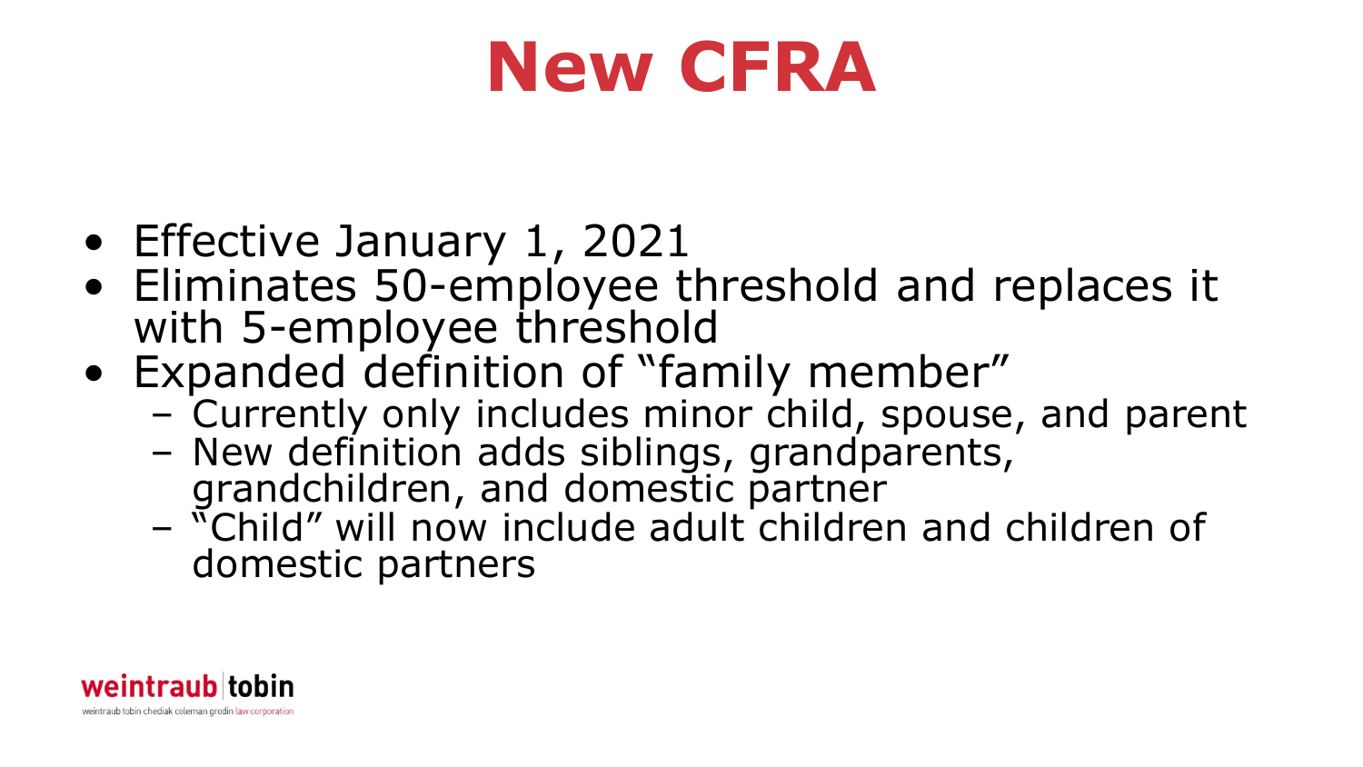# New CFRA

- Effective January 1, 2021
- Eliminates 50-employee threshold and replaces it with 5-employee threshold
- Expanded definition of "family member"
  - Currently only includes minor child, spouse, and parent
  - New definition adds siblings, grandparents, grandchildren, and domestic partner
  - "Child" will now include adult children and children of domestic partners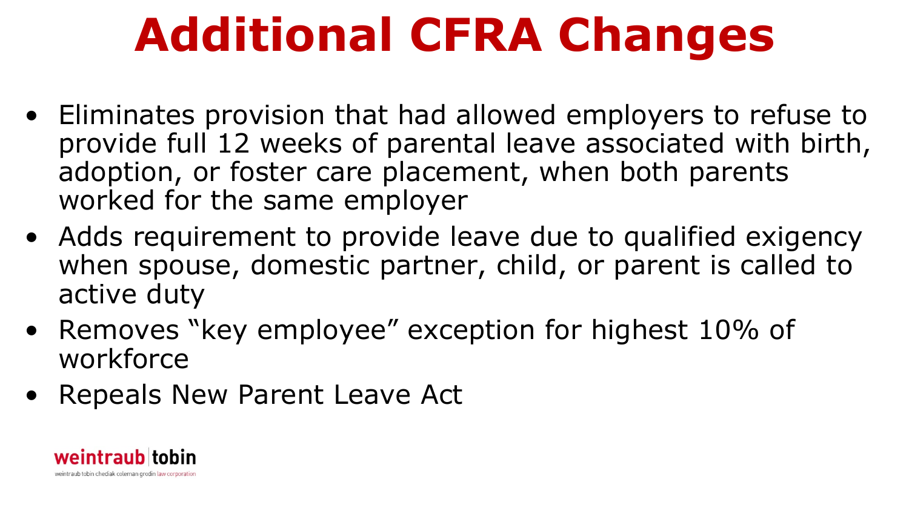# Additional CFRA Changes

- Eliminates provision that had allowed employers to refuse to provide full 12 weeks of parental leave associated with birth, adoption, or foster care placement, when both parents worked for the same employer
- Adds requirement to provide leave due to qualified exigency when spouse, domestic partner, child, or parent is called to active duty
- Removes "key employee" exception for highest 10% of workforce
- Repeals New Parent Leave Act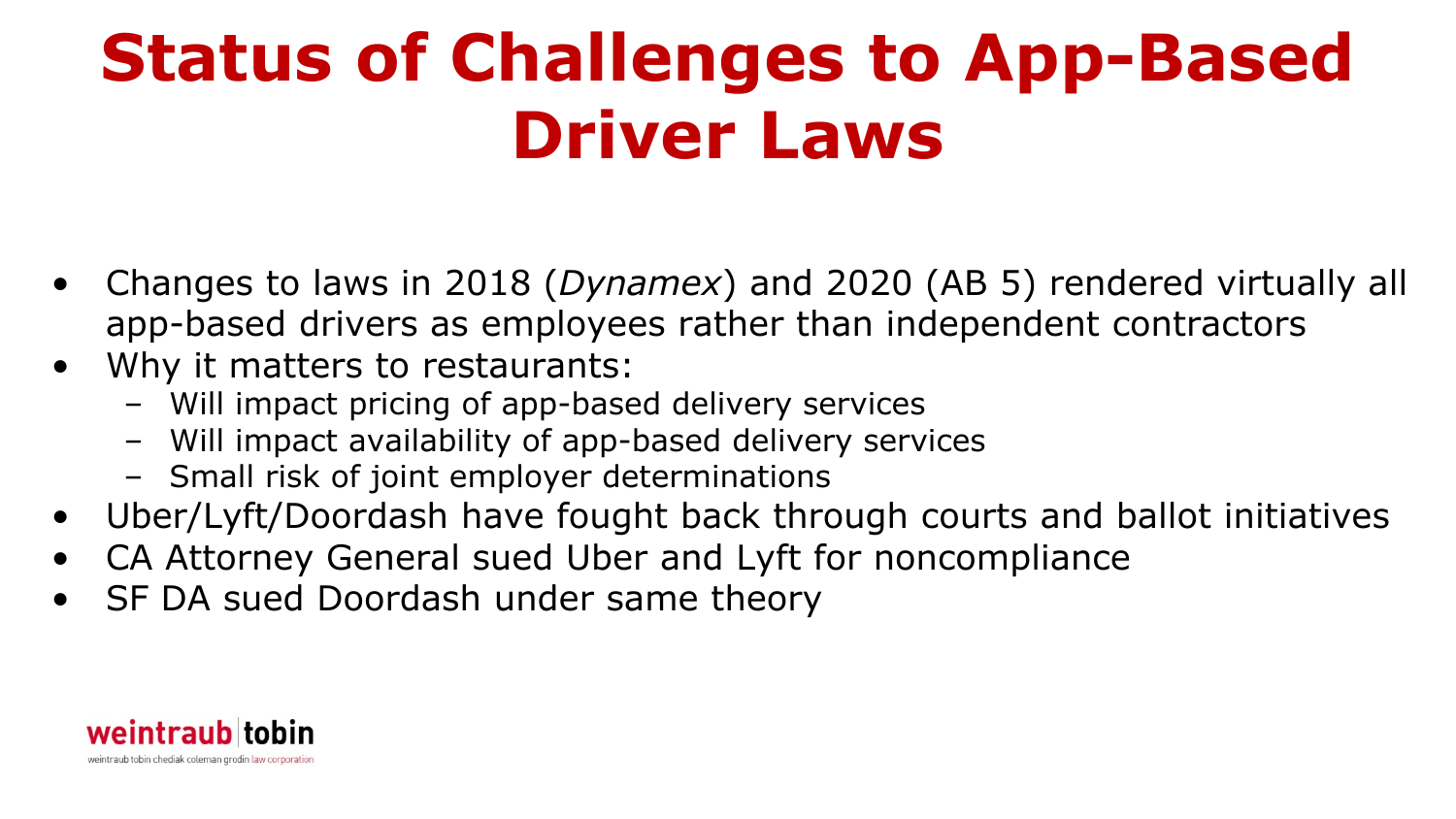# Status of Challenges to App-Based Driver Laws

- Changes to laws in 2018 (*Dynamex*) and 2020 (AB 5) rendered virtually all app-based drivers as employees rather than independent contractors
- Why it matters to restaurants:
  - Will impact pricing of app-based delivery services
  - Will impact availability of app-based delivery services
  - Small risk of joint employer determinations
- Uber/Lyft/Doordash have fought back through courts and ballot initiatives
- CA Attorney General sued Uber and Lyft for noncompliance
- SF DA sued Doordash under same theory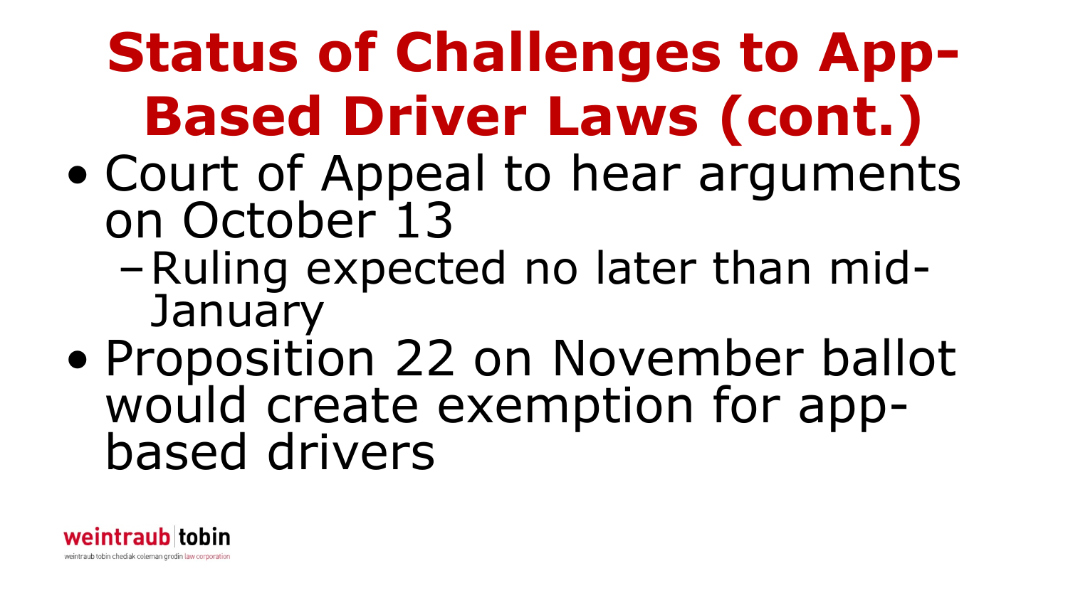# Status of Challenges to App-Based Driver Laws (cont.)

- Court of Appeal to hear arguments on October 13
  - Ruling expected no later than mid-January
- Proposition 22 on November ballot would create exemption for app-based drivers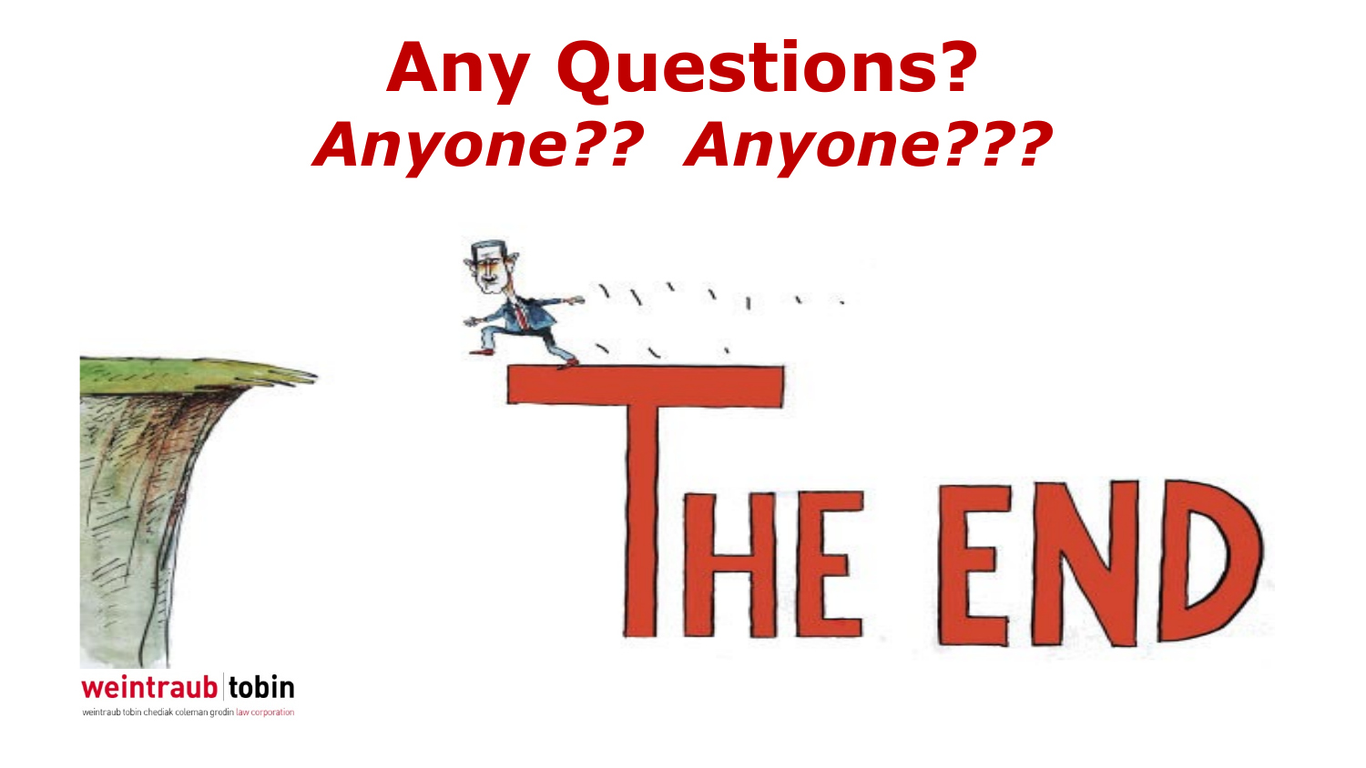# Any Questions?
## ***Anyone?? Anyone???***

THE END

weintraub tobin

weintraub tobin chediak coleman grodin law corporation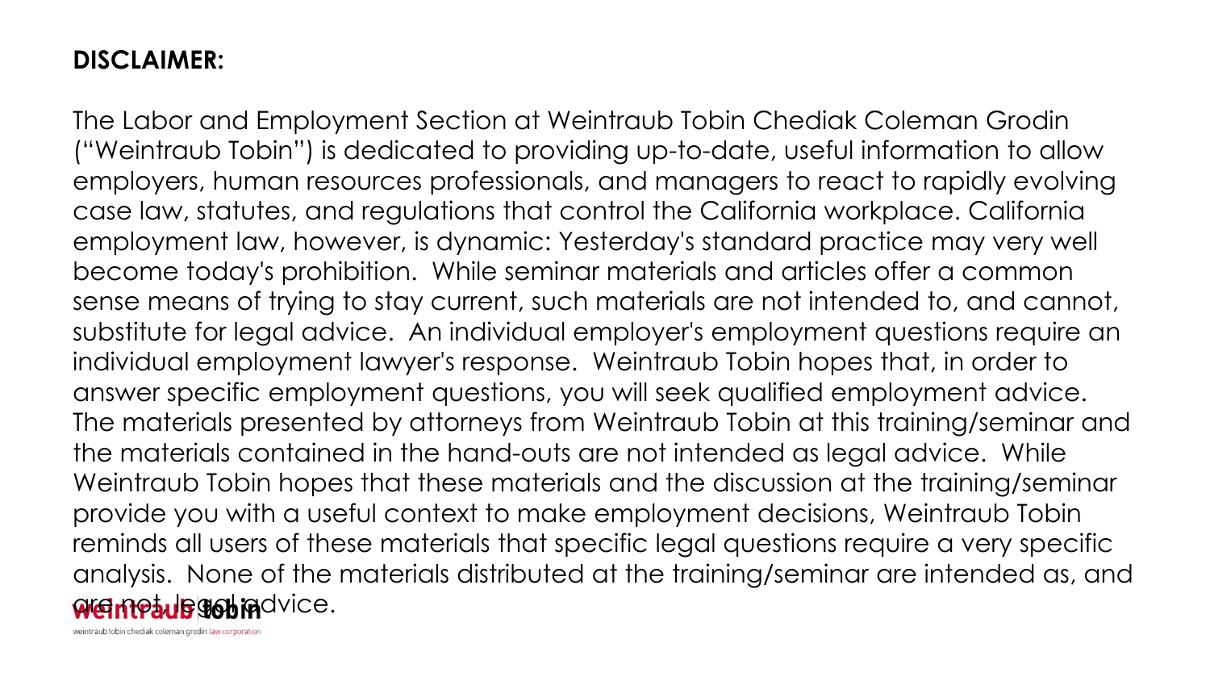**DISCLAIMER:**

The Labor and Employment Section at Weintraub Tobin Chediak Coleman Grodin ("Weintraub Tobin") is dedicated to providing up-to-date, useful information to allow employers, human resources professionals, and managers to react to rapidly evolving case law, statutes, and regulations that control the California workplace. California employment law, however, is dynamic: Yesterday's standard practice may very well become today's prohibition. While seminar materials and articles offer a common sense means of trying to stay current, such materials are not intended to, and cannot, substitute for legal advice. An individual employer's employment questions require an individual employment lawyer's response. Weintraub Tobin hopes that, in order to answer specific employment questions, you will seek qualified employment advice. The materials presented by attorneys from Weintraub Tobin at this training/seminar and the materials contained in the hand-outs are not intended as legal advice. While Weintraub Tobin hopes that these materials and the discussion at the training/seminar provide you with a useful context to make employment decisions, Weintraub Tobin reminds all users of these materials that specific legal questions require a very specific analysis. None of the materials distributed at the training/seminar are intended as, and are not, legal advice.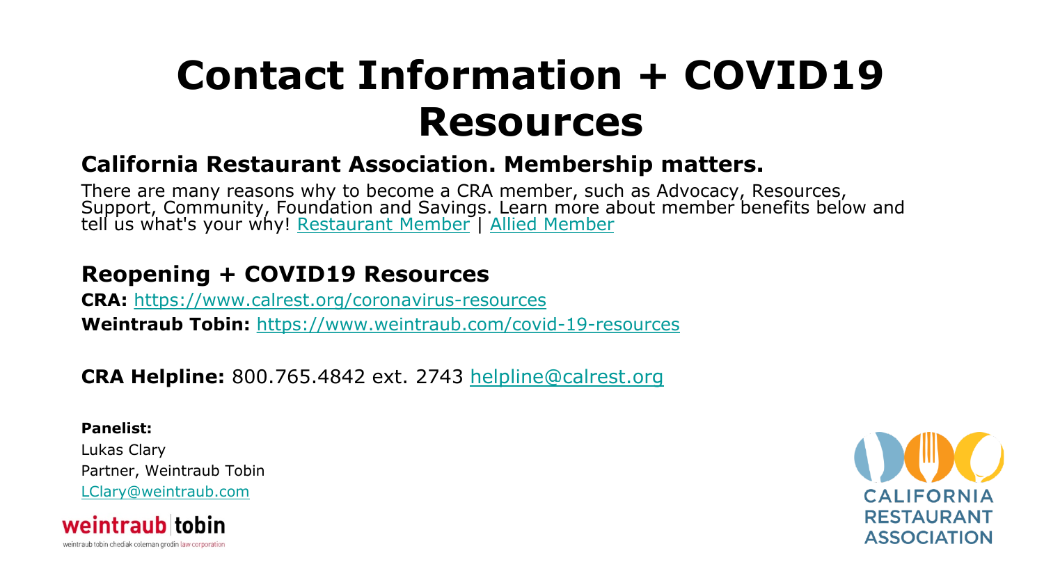# Contact Information + COVID19 Resources

## California Restaurant Association. Membership matters.

There are many reasons why to become a CRA member, such as Advocacy, Resources, Support, Community, Foundation and Savings. Learn more about member benefits below and tell us what's your why! Restaurant Member | Allied Member

## Reopening + COVID19 Resources

**CRA:** https://www.calrest.org/coronavirus-resources

**Weintraub Tobin:** https://www.weintraub.com/covid-19-resources

**CRA Helpline:** 800.765.4842 ext. 2743 helpline@calrest.org

**Panelist:**

Lukas Clary
Partner, Weintraub Tobin
LClary@weintraub.com

weintraub tobin
weintraub tobin chediak coleman grodin law corporation

CALIFORNIA RESTAURANT ASSOCIATION